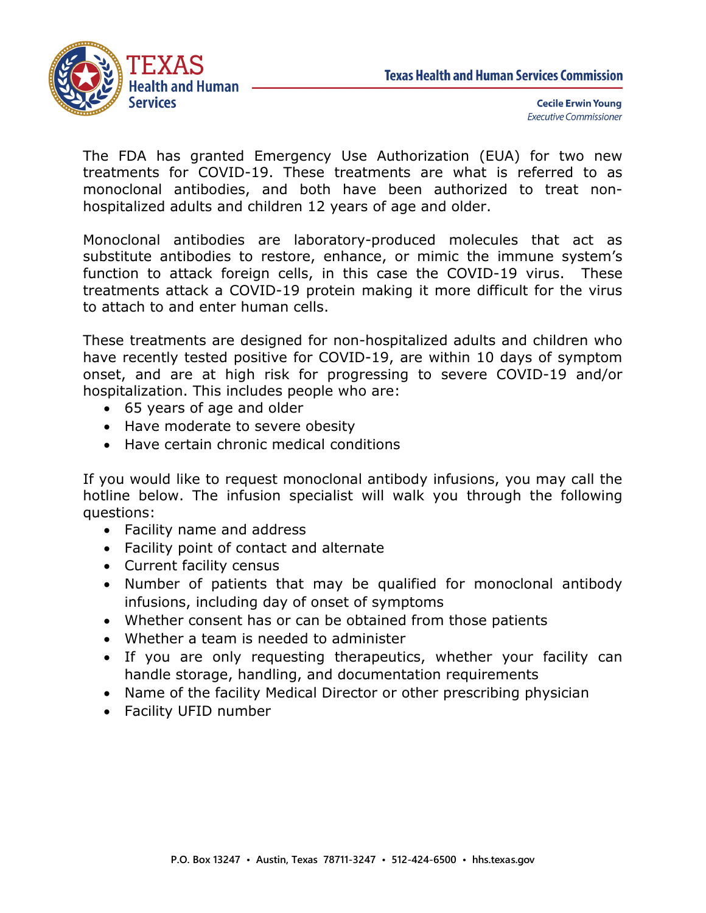Texas Health and Human Services Commission

**Cecile Erwin Young**
*Executive Commissioner*

The FDA has granted Emergency Use Authorization (EUA) for two new treatments for COVID-19. These treatments are what is referred to as monoclonal antibodies, and both have been authorized to treat non-hospitalized adults and children 12 years of age and older.

Monoclonal antibodies are laboratory-produced molecules that act as substitute antibodies to restore, enhance, or mimic the immune system's function to attack foreign cells, in this case the COVID-19 virus. These treatments attack a COVID-19 protein making it more difficult for the virus to attach to and enter human cells.

These treatments are designed for non-hospitalized adults and children who have recently tested positive for COVID-19, are within 10 days of symptom onset, and are at high risk for progressing to severe COVID-19 and/or hospitalization. This includes people who are:

- 65 years of age and older
- Have moderate to severe obesity
- Have certain chronic medical conditions

If you would like to request monoclonal antibody infusions, you may call the hotline below. The infusion specialist will walk you through the following questions:

- Facility name and address
- Facility point of contact and alternate
- Current facility census
- Number of patients that may be qualified for monoclonal antibody infusions, including day of onset of symptoms
- Whether consent has or can be obtained from those patients
- Whether a team is needed to administer
- If you are only requesting therapeutics, whether your facility can handle storage, handling, and documentation requirements
- Name of the facility Medical Director or other prescribing physician
- Facility UFID number

P.O. Box 13247 • Austin, Texas 78711-3247 • 512-424-6500 • hhs.texas.gov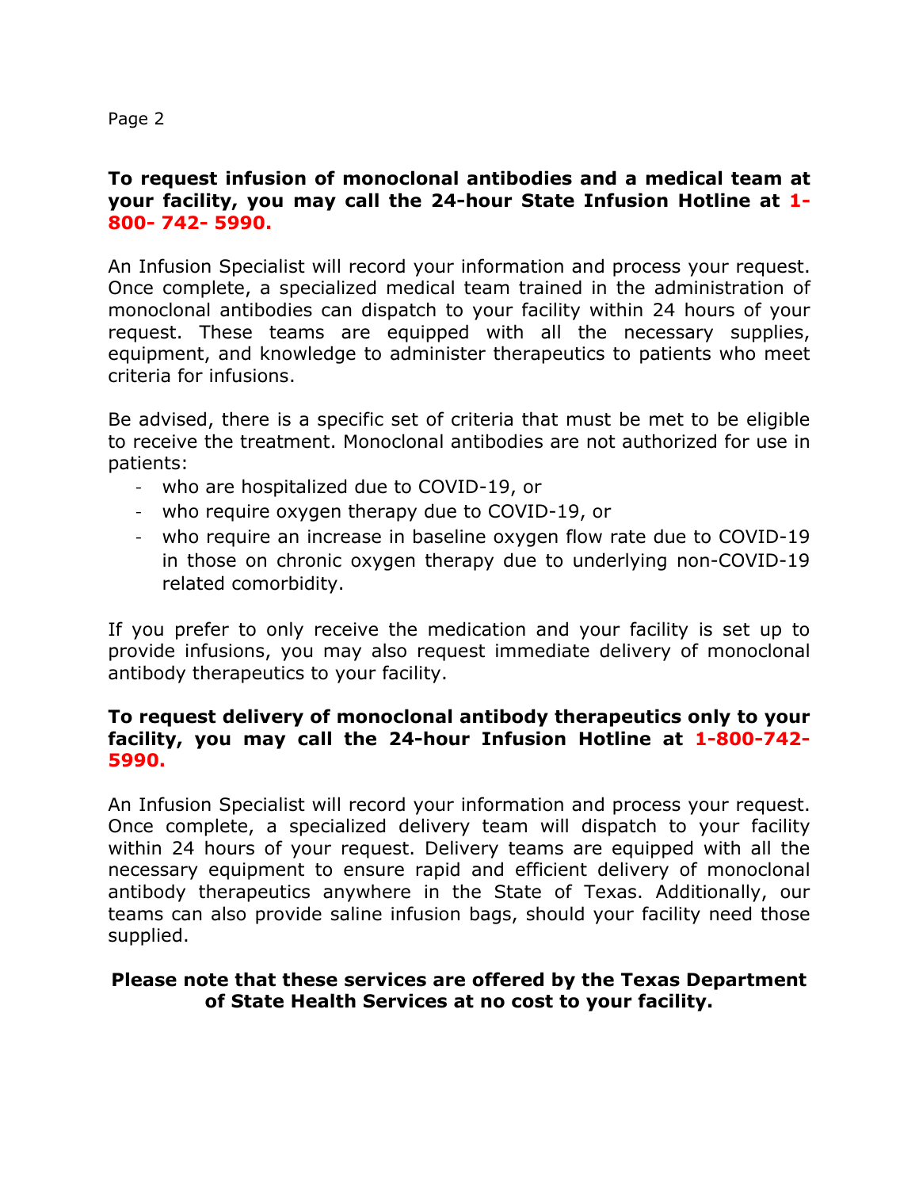**To request infusion of monoclonal antibodies and a medical team at your facility, you may call the 24-hour State Infusion Hotline at 1-800- 742- 5990.**

An Infusion Specialist will record your information and process your request. Once complete, a specialized medical team trained in the administration of monoclonal antibodies can dispatch to your facility within 24 hours of your request. These teams are equipped with all the necessary supplies, equipment, and knowledge to administer therapeutics to patients who meet criteria for infusions.

Be advised, there is a specific set of criteria that must be met to be eligible to receive the treatment. Monoclonal antibodies are not authorized for use in patients:

- who are hospitalized due to COVID-19, or
- who require oxygen therapy due to COVID-19, or
- who require an increase in baseline oxygen flow rate due to COVID-19 in those on chronic oxygen therapy due to underlying non-COVID-19 related comorbidity.

If you prefer to only receive the medication and your facility is set up to provide infusions, you may also request immediate delivery of monoclonal antibody therapeutics to your facility.

**To request delivery of monoclonal antibody therapeutics only to your facility, you may call the 24-hour Infusion Hotline at 1-800-742-5990.**

An Infusion Specialist will record your information and process your request. Once complete, a specialized delivery team will dispatch to your facility within 24 hours of your request. Delivery teams are equipped with all the necessary equipment to ensure rapid and efficient delivery of monoclonal antibody therapeutics anywhere in the State of Texas. Additionally, our teams can also provide saline infusion bags, should your facility need those supplied.

**Please note that these services are offered by the Texas Department of State Health Services at no cost to your facility.**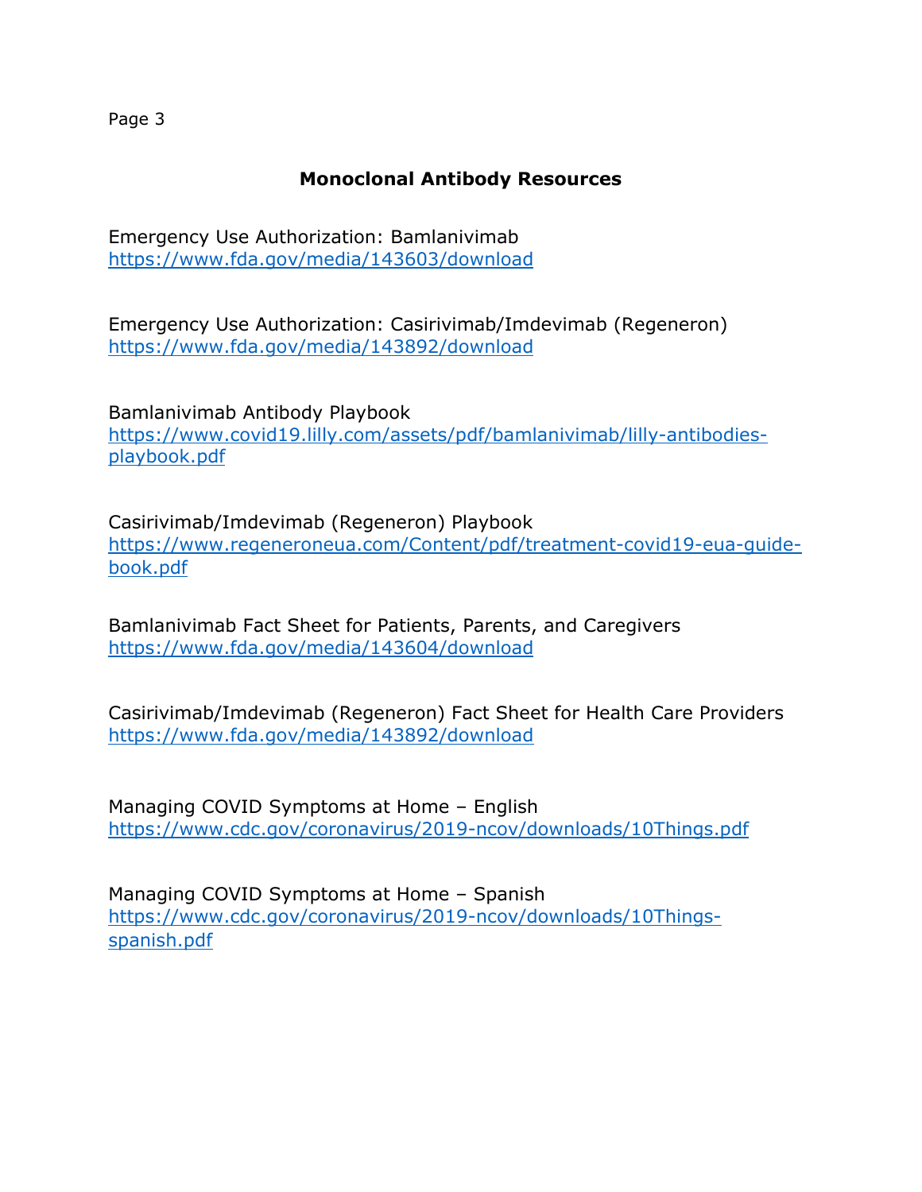## Monoclonal Antibody Resources

Emergency Use Authorization: Bamlanivimab
https://www.fda.gov/media/143603/download

Emergency Use Authorization: Casirivimab/Imdevimab (Regeneron)
https://www.fda.gov/media/143892/download

Bamlanivimab Antibody Playbook
https://www.covid19.lilly.com/assets/pdf/bamlanivimab/lilly-antibodies-playbook.pdf

Casirivimab/Imdevimab (Regeneron) Playbook
https://www.regeneroneua.com/Content/pdf/treatment-covid19-eua-guide-book.pdf

Bamlanivimab Fact Sheet for Patients, Parents, and Caregivers
https://www.fda.gov/media/143604/download

Casirivimab/Imdevimab (Regeneron) Fact Sheet for Health Care Providers
https://www.fda.gov/media/143892/download

Managing COVID Symptoms at Home – English
https://www.cdc.gov/coronavirus/2019-ncov/downloads/10Things.pdf

Managing COVID Symptoms at Home – Spanish
https://www.cdc.gov/coronavirus/2019-ncov/downloads/10Things-spanish.pdf